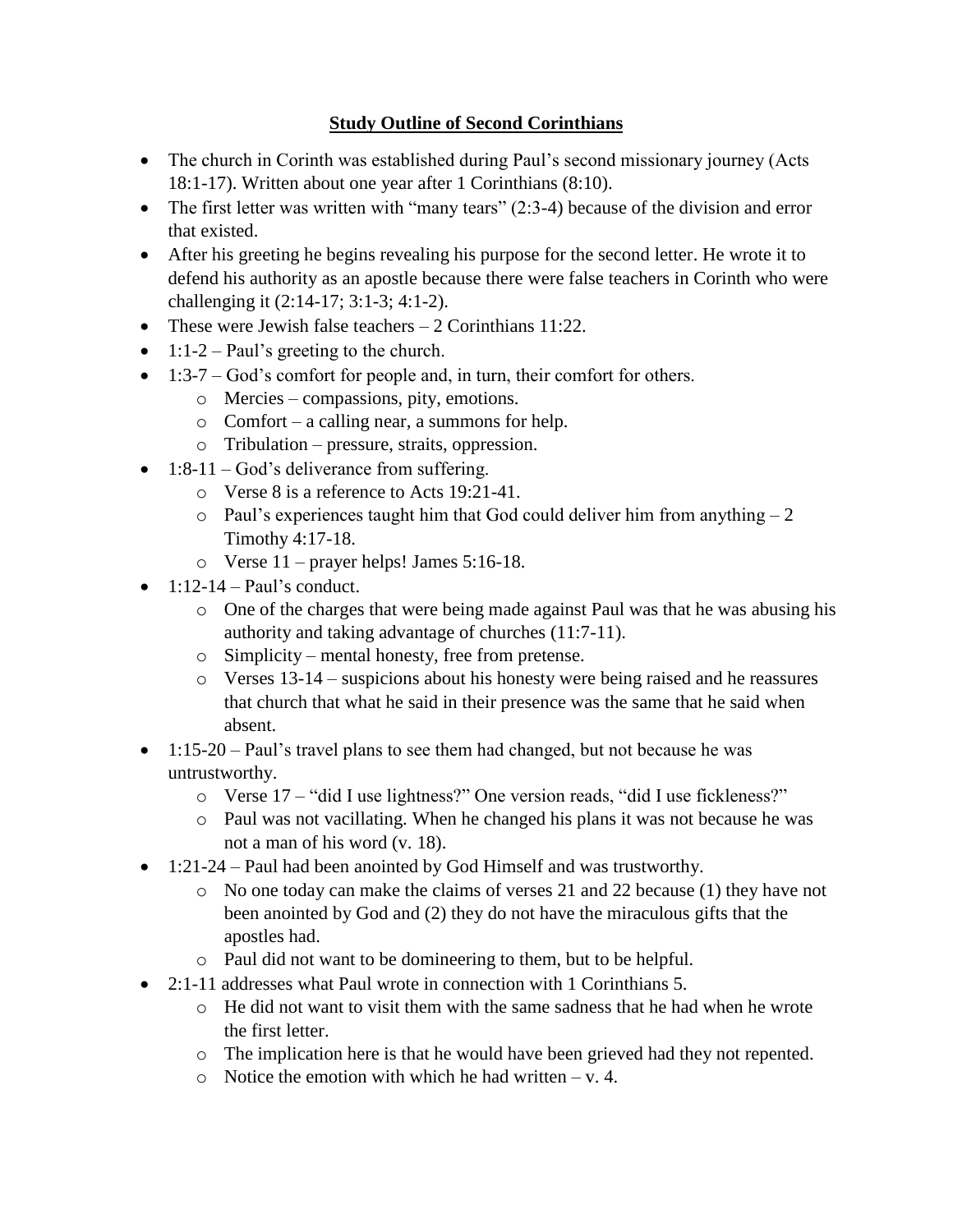# **Study Outline of Second Corinthians**

- The church in Corinth was established during Paul's second missionary journey (Acts 18:1-17). Written about one year after 1 Corinthians (8:10).
- The first letter was written with "many tears" (2:3-4) because of the division and error that existed.
- After his greeting he begins revealing his purpose for the second letter. He wrote it to defend his authority as an apostle because there were false teachers in Corinth who were challenging it (2:14-17; 3:1-3; 4:1-2).
- These were Jewish false teachers – 2 Corinthians 11:22.
- 1:1-2 – Paul's greeting to the church.
- 1:3-7 – God's comfort for people and, in turn, their comfort for others.
    - Mercies – compassions, pity, emotions.
    - Comfort – a calling near, a summons for help.
    - Tribulation – pressure, straits, oppression.
- 1:8-11 – God's deliverance from suffering.
    - Verse 8 is a reference to Acts 19:21-41.
    - Paul's experiences taught him that God could deliver him from anything – 2 Timothy 4:17-18.
    - Verse 11 – prayer helps! James 5:16-18.
- 1:12-14 – Paul's conduct.
    - One of the charges that were being made against Paul was that he was abusing his authority and taking advantage of churches (11:7-11).
    - Simplicity – mental honesty, free from pretense.
    - Verses 13-14 – suspicions about his honesty were being raised and he reassures that church that what he said in their presence was the same that he said when absent.
- 1:15-20 – Paul's travel plans to see them had changed, but not because he was untrustworthy.
    - Verse 17 – "did I use lightness?" One version reads, "did I use fickleness?"
    - Paul was not vacillating. When he changed his plans it was not because he was not a man of his word (v. 18).
- 1:21-24 – Paul had been anointed by God Himself and was trustworthy.
    - No one today can make the claims of verses 21 and 22 because (1) they have not been anointed by God and (2) they do not have the miraculous gifts that the apostles had.
    - Paul did not want to be domineering to them, but to be helpful.
- 2:1-11 addresses what Paul wrote in connection with 1 Corinthians 5.
    - He did not want to visit them with the same sadness that he had when he wrote the first letter.
    - The implication here is that he would have been grieved had they not repented.
    - Notice the emotion with which he had written – v. 4.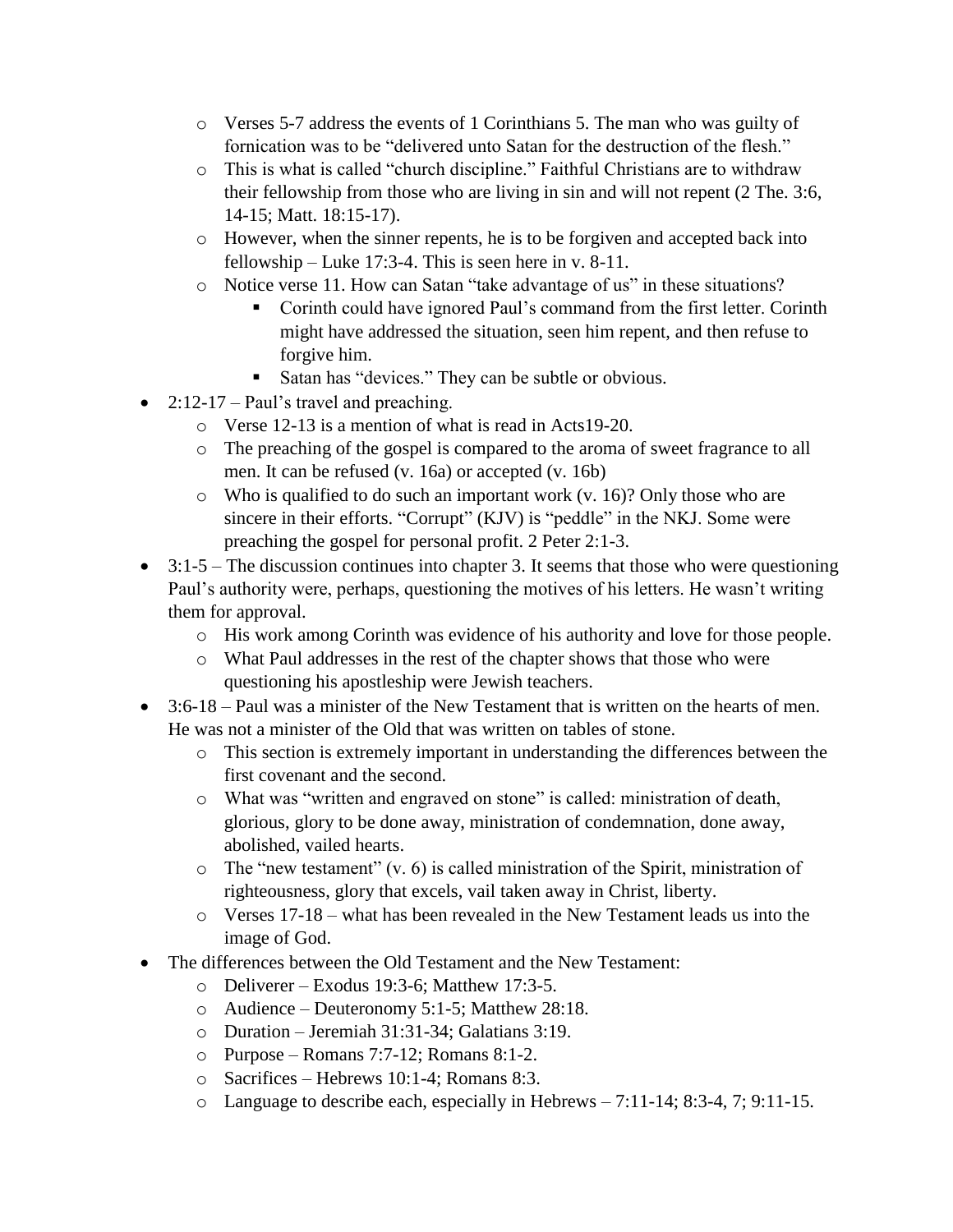- Verses 5-7 address the events of 1 Corinthians 5. The man who was guilty of fornication was to be "delivered unto Satan for the destruction of the flesh."
  - This is what is called "church discipline." Faithful Christians are to withdraw their fellowship from those who are living in sin and will not repent (2 The. 3:6, 14-15; Matt. 18:15-17).
  - However, when the sinner repents, he is to be forgiven and accepted back into fellowship – Luke 17:3-4. This is seen here in v. 8-11.
  - Notice verse 11. How can Satan "take advantage of us" in these situations?
    - Corinth could have ignored Paul's command from the first letter. Corinth might have addressed the situation, seen him repent, and then refuse to forgive him.
    - Satan has "devices." They can be subtle or obvious.
- 2:12-17 – Paul's travel and preaching.
  - Verse 12-13 is a mention of what is read in Acts19-20.
  - The preaching of the gospel is compared to the aroma of sweet fragrance to all men. It can be refused (v. 16a) or accepted (v. 16b)
  - Who is qualified to do such an important work (v. 16)? Only those who are sincere in their efforts. "Corrupt" (KJV) is "peddle" in the NKJ. Some were preaching the gospel for personal profit. 2 Peter 2:1-3.
- 3:1-5 – The discussion continues into chapter 3. It seems that those who were questioning Paul's authority were, perhaps, questioning the motives of his letters. He wasn't writing them for approval.
  - His work among Corinth was evidence of his authority and love for those people.
  - What Paul addresses in the rest of the chapter shows that those who were questioning his apostleship were Jewish teachers.
- 3:6-18 – Paul was a minister of the New Testament that is written on the hearts of men. He was not a minister of the Old that was written on tables of stone.
  - This section is extremely important in understanding the differences between the first covenant and the second.
  - What was "written and engraved on stone" is called: ministration of death, glorious, glory to be done away, ministration of condemnation, done away, abolished, vailed hearts.
  - The "new testament" (v. 6) is called ministration of the Spirit, ministration of righteousness, glory that excels, vail taken away in Christ, liberty.
  - Verses 17-18 – what has been revealed in the New Testament leads us into the image of God.
- The differences between the Old Testament and the New Testament:
  - Deliverer – Exodus 19:3-6; Matthew 17:3-5.
  - Audience – Deuteronomy 5:1-5; Matthew 28:18.
  - Duration – Jeremiah 31:31-34; Galatians 3:19.
  - Purpose – Romans 7:7-12; Romans 8:1-2.
  - Sacrifices – Hebrews 10:1-4; Romans 8:3.
  - Language to describe each, especially in Hebrews – 7:11-14; 8:3-4, 7; 9:11-15.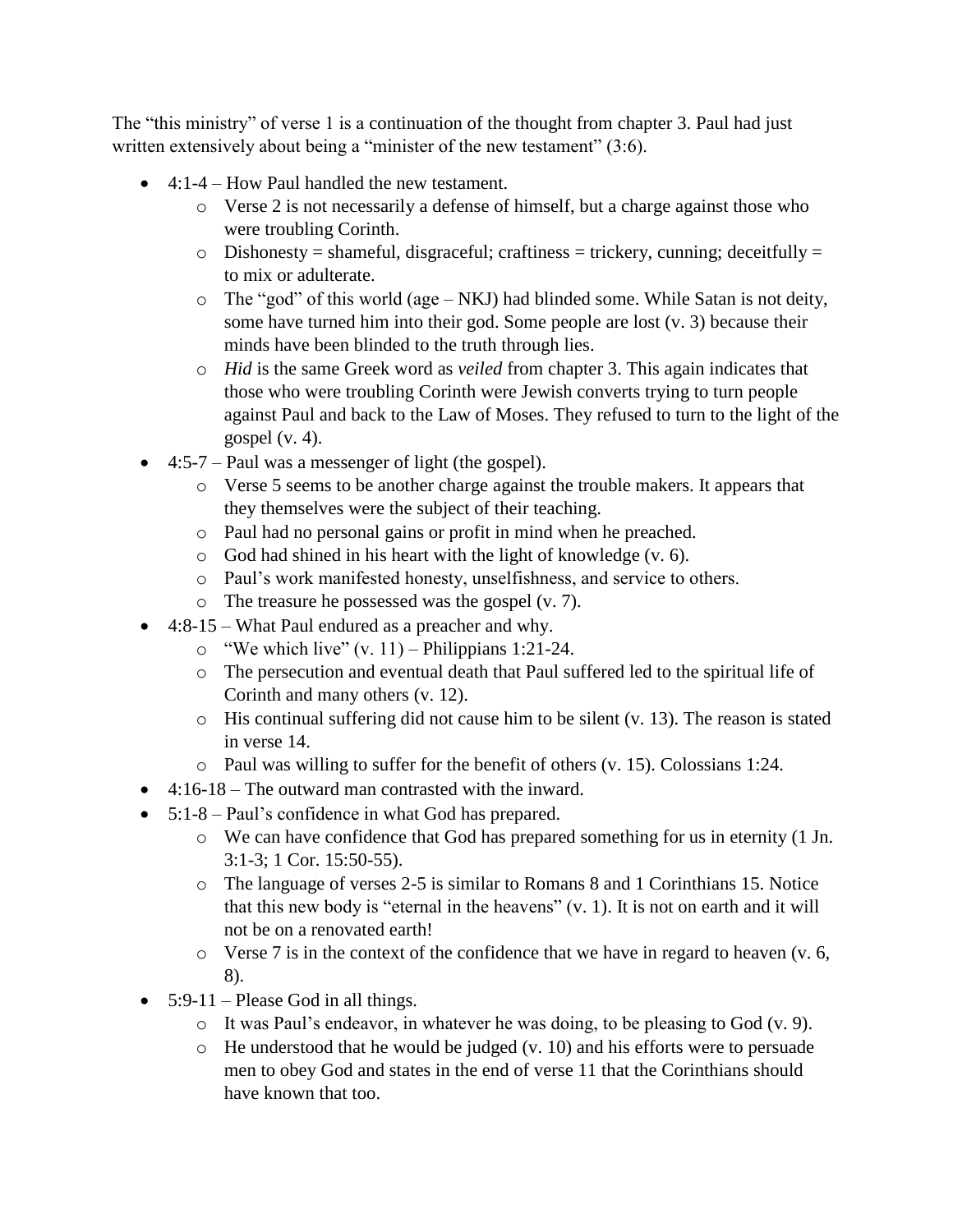The “this ministry” of verse 1 is a continuation of the thought from chapter 3. Paul had just written extensively about being a “minister of the new testament” (3:6).

- 4:1-4 – How Paul handled the new testament.
  - Verse 2 is not necessarily a defense of himself, but a charge against those who were troubling Corinth.
  - Dishonesty = shameful, disgraceful; craftiness = trickery, cunning; deceitfully = to mix or adulterate.
  - The “god” of this world (age – NKJ) had blinded some. While Satan is not deity, some have turned him into their god. Some people are lost (v. 3) because their minds have been blinded to the truth through lies.
  - *Hid* is the same Greek word as *veiled* from chapter 3. This again indicates that those who were troubling Corinth were Jewish converts trying to turn people against Paul and back to the Law of Moses. They refused to turn to the light of the gospel (v. 4).
- 4:5-7 – Paul was a messenger of light (the gospel).
  - Verse 5 seems to be another charge against the trouble makers. It appears that they themselves were the subject of their teaching.
  - Paul had no personal gains or profit in mind when he preached.
  - God had shined in his heart with the light of knowledge (v. 6).
  - Paul’s work manifested honesty, unselfishness, and service to others.
  - The treasure he possessed was the gospel (v. 7).
- 4:8-15 – What Paul endured as a preacher and why.
  - “We which live” (v. 11) – Philippians 1:21-24.
  - The persecution and eventual death that Paul suffered led to the spiritual life of Corinth and many others (v. 12).
  - His continual suffering did not cause him to be silent (v. 13). The reason is stated in verse 14.
  - Paul was willing to suffer for the benefit of others (v. 15). Colossians 1:24.
- 4:16-18 – The outward man contrasted with the inward.
- 5:1-8 – Paul’s confidence in what God has prepared.
  - We can have confidence that God has prepared something for us in eternity (1 Jn. 3:1-3; 1 Cor. 15:50-55).
  - The language of verses 2-5 is similar to Romans 8 and 1 Corinthians 15. Notice that this new body is “eternal in the heavens” (v. 1). It is not on earth and it will not be on a renovated earth!
  - Verse 7 is in the context of the confidence that we have in regard to heaven (v. 6, 8).
- 5:9-11 – Please God in all things.
  - It was Paul’s endeavor, in whatever he was doing, to be pleasing to God (v. 9).
  - He understood that he would be judged (v. 10) and his efforts were to persuade men to obey God and states in the end of verse 11 that the Corinthians should have known that too.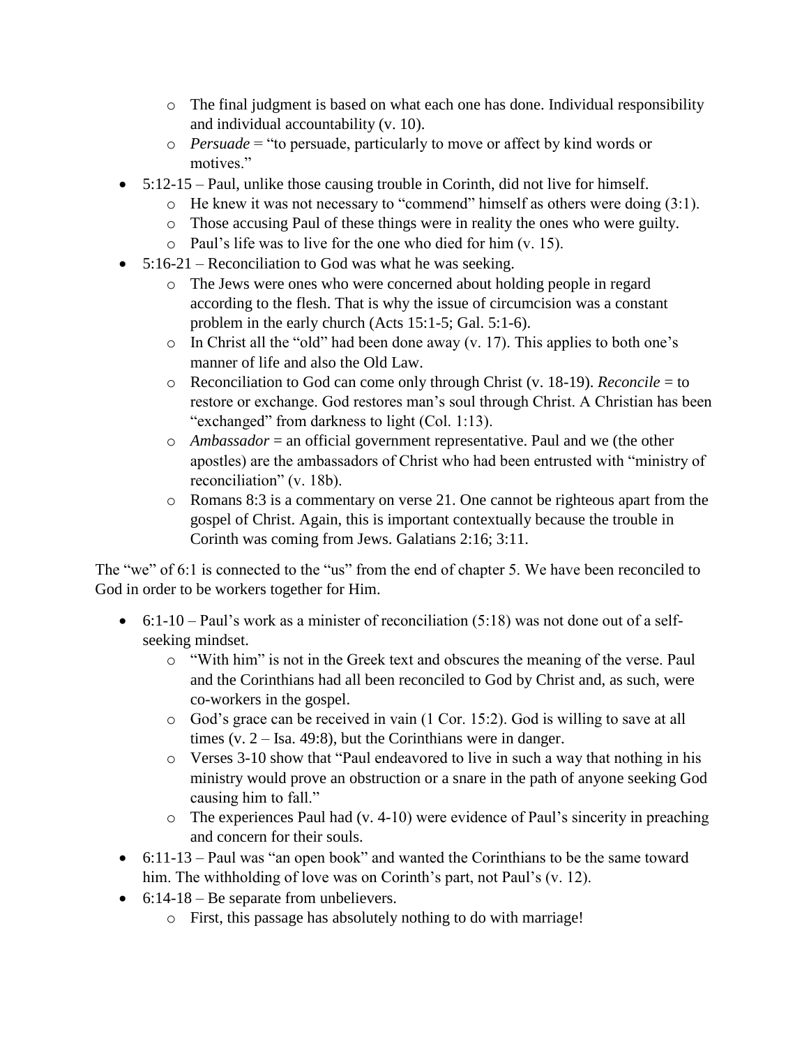- The final judgment is based on what each one has done. Individual responsibility and individual accountability (v. 10).
    - *Persuade* = "to persuade, particularly to move or affect by kind words or motives."
- 5:12-15 – Paul, unlike those causing trouble in Corinth, did not live for himself.
    - He knew it was not necessary to "commend" himself as others were doing (3:1).
    - Those accusing Paul of these things were in reality the ones who were guilty.
    - Paul's life was to live for the one who died for him (v. 15).
- 5:16-21 – Reconciliation to God was what he was seeking.
    - The Jews were ones who were concerned about holding people in regard according to the flesh. That is why the issue of circumcision was a constant problem in the early church (Acts 15:1-5; Gal. 5:1-6).
    - In Christ all the "old" had been done away (v. 17). This applies to both one's manner of life and also the Old Law.
    - Reconciliation to God can come only through Christ (v. 18-19). *Reconcile* = to restore or exchange. God restores man's soul through Christ. A Christian has been "exchanged" from darkness to light (Col. 1:13).
    - *Ambassador* = an official government representative. Paul and we (the other apostles) are the ambassadors of Christ who had been entrusted with "ministry of reconciliation" (v. 18b).
    - Romans 8:3 is a commentary on verse 21. One cannot be righteous apart from the gospel of Christ. Again, this is important contextually because the trouble in Corinth was coming from Jews. Galatians 2:16; 3:11.

The "we" of 6:1 is connected to the "us" from the end of chapter 5. We have been reconciled to God in order to be workers together for Him.

- 6:1-10 – Paul's work as a minister of reconciliation (5:18) was not done out of a self-seeking mindset.
    - "With him" is not in the Greek text and obscures the meaning of the verse. Paul and the Corinthians had all been reconciled to God by Christ and, as such, were co-workers in the gospel.
    - God's grace can be received in vain (1 Cor. 15:2). God is willing to save at all times (v. 2 – Isa. 49:8), but the Corinthians were in danger.
    - Verses 3-10 show that "Paul endeavored to live in such a way that nothing in his ministry would prove an obstruction or a snare in the path of anyone seeking God causing him to fall."
    - The experiences Paul had (v. 4-10) were evidence of Paul's sincerity in preaching and concern for their souls.
- 6:11-13 – Paul was "an open book" and wanted the Corinthians to be the same toward him. The withholding of love was on Corinth's part, not Paul's (v. 12).
- 6:14-18 – Be separate from unbelievers.
    - First, this passage has absolutely nothing to do with marriage!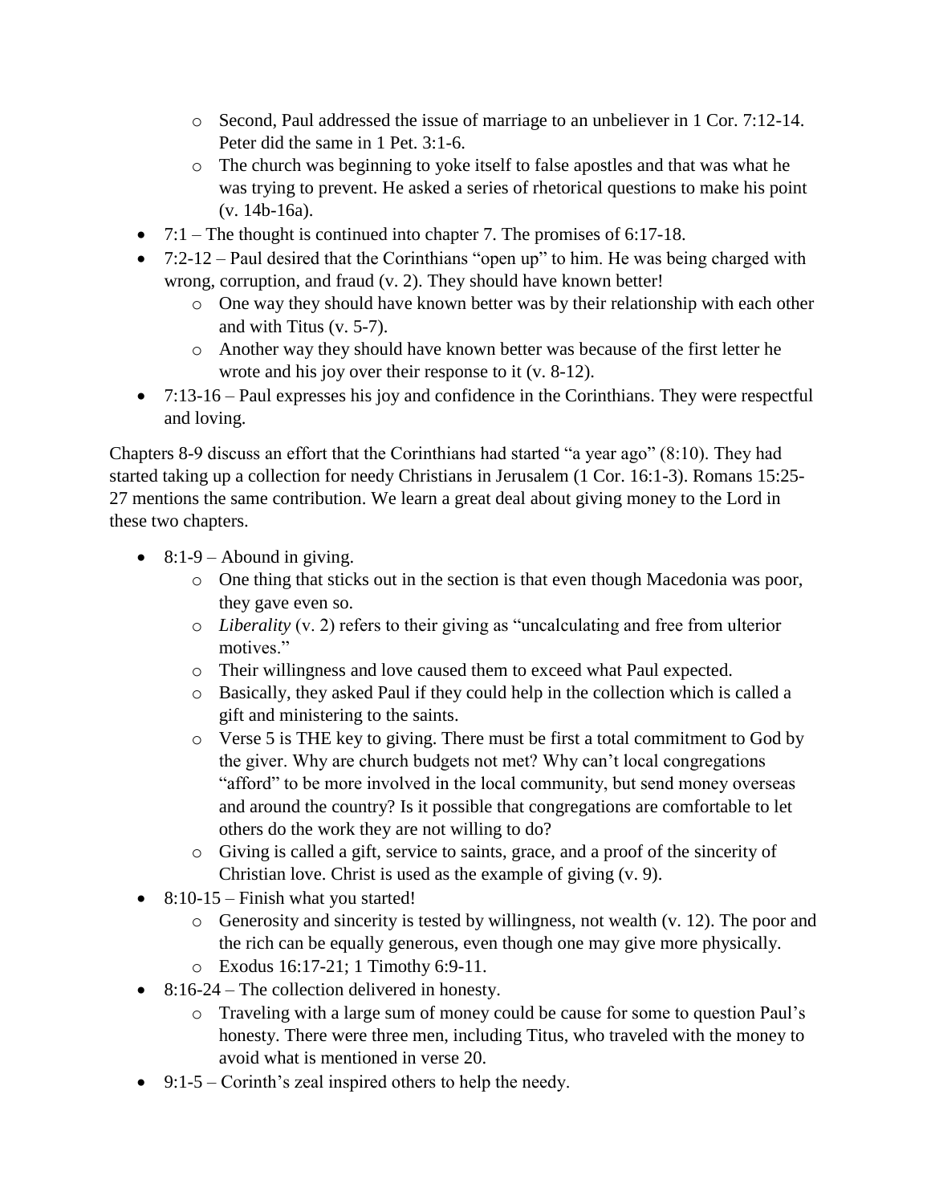- Second, Paul addressed the issue of marriage to an unbeliever in 1 Cor. 7:12-14. Peter did the same in 1 Pet. 3:1-6.
    - The church was beginning to yoke itself to false apostles and that was what he was trying to prevent. He asked a series of rhetorical questions to make his point (v. 14b-16a).
- 7:1 – The thought is continued into chapter 7. The promises of 6:17-18.
- 7:2-12 – Paul desired that the Corinthians "open up" to him. He was being charged with wrong, corruption, and fraud (v. 2). They should have known better!
    - One way they should have known better was by their relationship with each other and with Titus (v. 5-7).
    - Another way they should have known better was because of the first letter he wrote and his joy over their response to it (v. 8-12).
- 7:13-16 – Paul expresses his joy and confidence in the Corinthians. They were respectful and loving.

Chapters 8-9 discuss an effort that the Corinthians had started "a year ago" (8:10). They had started taking up a collection for needy Christians in Jerusalem (1 Cor. 16:1-3). Romans 15:25-27 mentions the same contribution. We learn a great deal about giving money to the Lord in these two chapters.

- 8:1-9 – Abound in giving.
    - One thing that sticks out in the section is that even though Macedonia was poor, they gave even so.
    - *Liberality* (v. 2) refers to their giving as "uncalculating and free from ulterior motives."
    - Their willingness and love caused them to exceed what Paul expected.
    - Basically, they asked Paul if they could help in the collection which is called a gift and ministering to the saints.
    - Verse 5 is THE key to giving. There must be first a total commitment to God by the giver. Why are church budgets not met? Why can't local congregations "afford" to be more involved in the local community, but send money overseas and around the country? Is it possible that congregations are comfortable to let others do the work they are not willing to do?
    - Giving is called a gift, service to saints, grace, and a proof of the sincerity of Christian love. Christ is used as the example of giving (v. 9).
- 8:10-15 – Finish what you started!
    - Generosity and sincerity is tested by willingness, not wealth (v. 12). The poor and the rich can be equally generous, even though one may give more physically.
    - Exodus 16:17-21; 1 Timothy 6:9-11.
- 8:16-24 – The collection delivered in honesty.
    - Traveling with a large sum of money could be cause for some to question Paul's honesty. There were three men, including Titus, who traveled with the money to avoid what is mentioned in verse 20.
- 9:1-5 – Corinth's zeal inspired others to help the needy.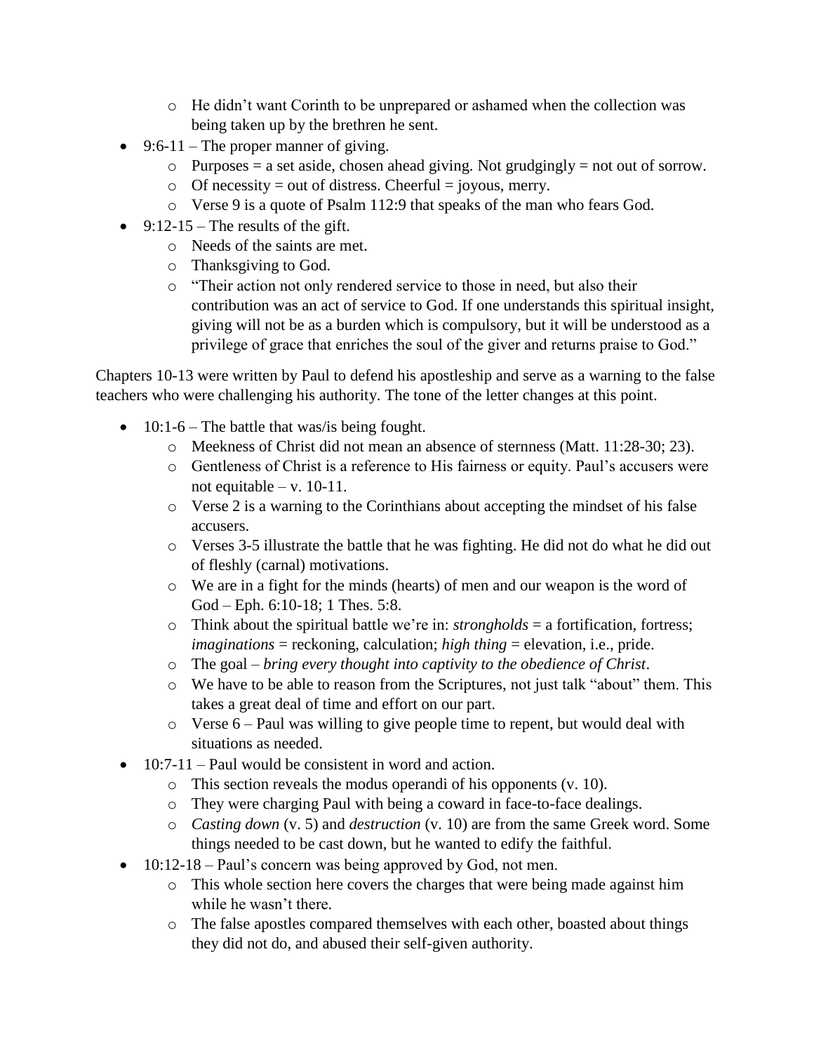- He didn't want Corinth to be unprepared or ashamed when the collection was being taken up by the brethren he sent.
- 9:6-11 – The proper manner of giving.
    - Purposes = a set aside, chosen ahead giving. Not grudgingly = not out of sorrow.
    - Of necessity = out of distress. Cheerful = joyous, merry.
    - Verse 9 is a quote of Psalm 112:9 that speaks of the man who fears God.
- 9:12-15 – The results of the gift.
    - Needs of the saints are met.
    - Thanksgiving to God.
    - "Their action not only rendered service to those in need, but also their contribution was an act of service to God. If one understands this spiritual insight, giving will not be as a burden which is compulsory, but it will be understood as a privilege of grace that enriches the soul of the giver and returns praise to God."

Chapters 10-13 were written by Paul to defend his apostleship and serve as a warning to the false teachers who were challenging his authority. The tone of the letter changes at this point.

- 10:1-6 – The battle that was/is being fought.
    - Meekness of Christ did not mean an absence of sternness (Matt. 11:28-30; 23).
    - Gentleness of Christ is a reference to His fairness or equity. Paul's accusers were not equitable – v. 10-11.
    - Verse 2 is a warning to the Corinthians about accepting the mindset of his false accusers.
    - Verses 3-5 illustrate the battle that he was fighting. He did not do what he did out of fleshly (carnal) motivations.
    - We are in a fight for the minds (hearts) of men and our weapon is the word of God – Eph. 6:10-18; 1 Thes. 5:8.
    - Think about the spiritual battle we're in: *strongholds* = a fortification, fortress; *imaginations* = reckoning, calculation; *high thing* = elevation, i.e., pride.
    - The goal – *bring every thought into captivity to the obedience of Christ*.
    - We have to be able to reason from the Scriptures, not just talk "about" them. This takes a great deal of time and effort on our part.
    - Verse 6 – Paul was willing to give people time to repent, but would deal with situations as needed.
- 10:7-11 – Paul would be consistent in word and action.
    - This section reveals the modus operandi of his opponents (v. 10).
    - They were charging Paul with being a coward in face-to-face dealings.
    - *Casting down* (v. 5) and *destruction* (v. 10) are from the same Greek word. Some things needed to be cast down, but he wanted to edify the faithful.
- 10:12-18 – Paul's concern was being approved by God, not men.
    - This whole section here covers the charges that were being made against him while he wasn't there.
    - The false apostles compared themselves with each other, boasted about things they did not do, and abused their self-given authority.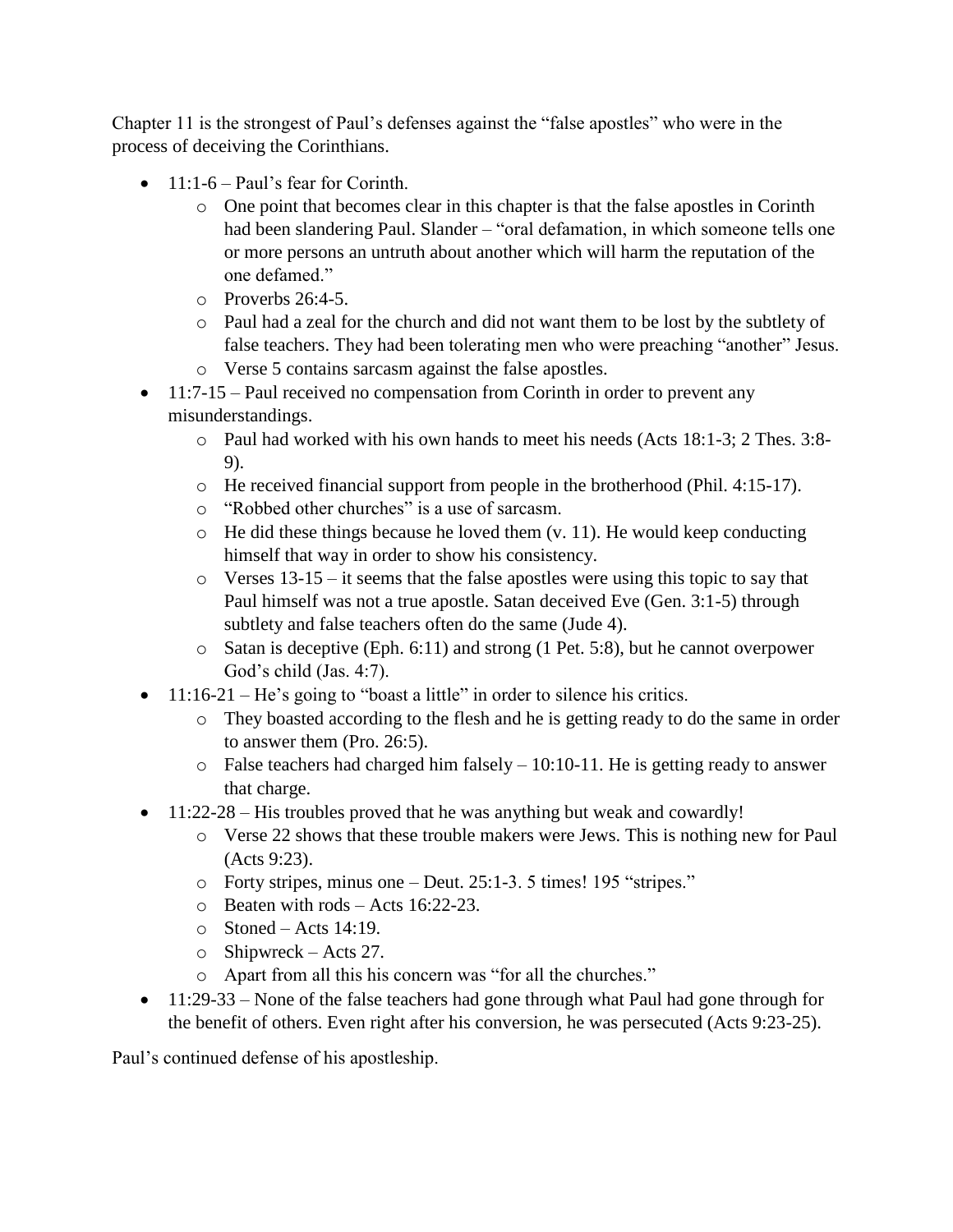Chapter 11 is the strongest of Paul's defenses against the "false apostles" who were in the process of deceiving the Corinthians.

- 11:1-6 – Paul's fear for Corinth.
  - One point that becomes clear in this chapter is that the false apostles in Corinth had been slandering Paul. Slander – "oral defamation, in which someone tells one or more persons an untruth about another which will harm the reputation of the one defamed."
  - Proverbs 26:4-5.
  - Paul had a zeal for the church and did not want them to be lost by the subtlety of false teachers. They had been tolerating men who were preaching "another" Jesus.
  - Verse 5 contains sarcasm against the false apostles.
- 11:7-15 – Paul received no compensation from Corinth in order to prevent any misunderstandings.
  - Paul had worked with his own hands to meet his needs (Acts 18:1-3; 2 Thes. 3:8-9).
  - He received financial support from people in the brotherhood (Phil. 4:15-17).
  - "Robbed other churches" is a use of sarcasm.
  - He did these things because he loved them (v. 11). He would keep conducting himself that way in order to show his consistency.
  - Verses 13-15 – it seems that the false apostles were using this topic to say that Paul himself was not a true apostle. Satan deceived Eve (Gen. 3:1-5) through subtlety and false teachers often do the same (Jude 4).
  - Satan is deceptive (Eph. 6:11) and strong (1 Pet. 5:8), but he cannot overpower God's child (Jas. 4:7).
- 11:16-21 – He's going to "boast a little" in order to silence his critics.
  - They boasted according to the flesh and he is getting ready to do the same in order to answer them (Pro. 26:5).
  - False teachers had charged him falsely – 10:10-11. He is getting ready to answer that charge.
- 11:22-28 – His troubles proved that he was anything but weak and cowardly!
  - Verse 22 shows that these trouble makers were Jews. This is nothing new for Paul (Acts 9:23).
  - Forty stripes, minus one – Deut. 25:1-3. 5 times! 195 "stripes."
  - Beaten with rods – Acts 16:22-23.
  - Stoned – Acts 14:19.
  - Shipwreck – Acts 27.
  - Apart from all this his concern was "for all the churches."
- 11:29-33 – None of the false teachers had gone through what Paul had gone through for the benefit of others. Even right after his conversion, he was persecuted (Acts 9:23-25).

Paul's continued defense of his apostleship.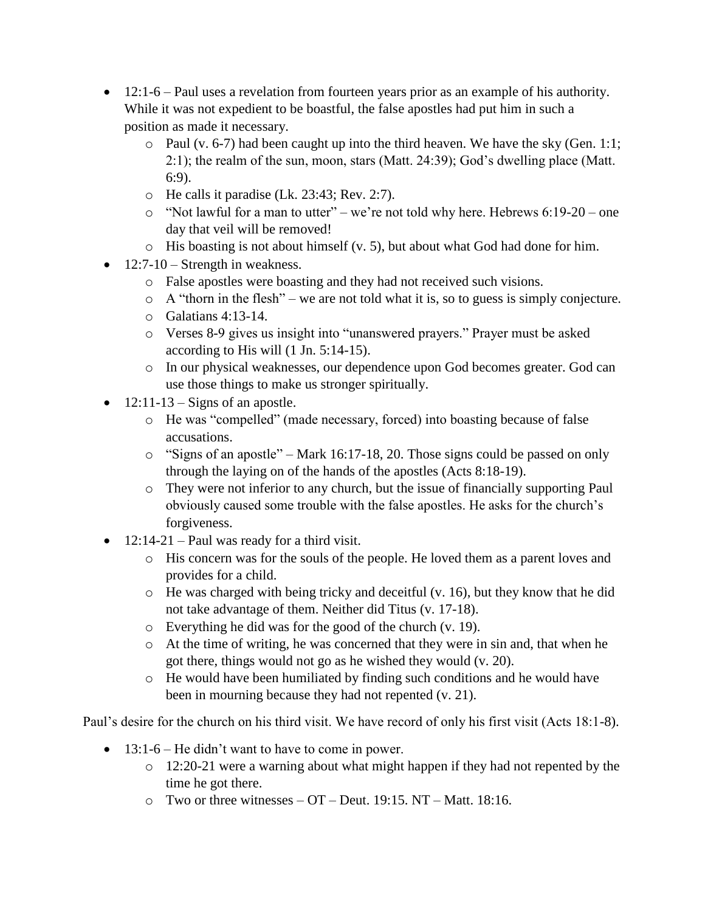- 12:1-6 – Paul uses a revelation from fourteen years prior as an example of his authority. While it was not expedient to be boastful, the false apostles had put him in such a position as made it necessary.
    - Paul (v. 6-7) had been caught up into the third heaven. We have the sky (Gen. 1:1; 2:1); the realm of the sun, moon, stars (Matt. 24:39); God's dwelling place (Matt. 6:9).
    - He calls it paradise (Lk. 23:43; Rev. 2:7).
    - "Not lawful for a man to utter" – we're not told why here. Hebrews 6:19-20 – one day that veil will be removed!
    - His boasting is not about himself (v. 5), but about what God had done for him.
- 12:7-10 – Strength in weakness.
    - False apostles were boasting and they had not received such visions.
    - A "thorn in the flesh" – we are not told what it is, so to guess is simply conjecture.
    - Galatians 4:13-14.
    - Verses 8-9 gives us insight into "unanswered prayers." Prayer must be asked according to His will (1 Jn. 5:14-15).
    - In our physical weaknesses, our dependence upon God becomes greater. God can use those things to make us stronger spiritually.
- 12:11-13 – Signs of an apostle.
    - He was "compelled" (made necessary, forced) into boasting because of false accusations.
    - "Signs of an apostle" – Mark 16:17-18, 20. Those signs could be passed on only through the laying on of the hands of the apostles (Acts 8:18-19).
    - They were not inferior to any church, but the issue of financially supporting Paul obviously caused some trouble with the false apostles. He asks for the church's forgiveness.
- 12:14-21 – Paul was ready for a third visit.
    - His concern was for the souls of the people. He loved them as a parent loves and provides for a child.
    - He was charged with being tricky and deceitful (v. 16), but they know that he did not take advantage of them. Neither did Titus (v. 17-18).
    - Everything he did was for the good of the church (v. 19).
    - At the time of writing, he was concerned that they were in sin and, that when he got there, things would not go as he wished they would (v. 20).
    - He would have been humiliated by finding such conditions and he would have been in mourning because they had not repented (v. 21).

Paul's desire for the church on his third visit. We have record of only his first visit (Acts 18:1-8).

- 13:1-6 – He didn't want to have to come in power.
    - 12:20-21 were a warning about what might happen if they had not repented by the time he got there.
    - Two or three witnesses – OT – Deut. 19:15. NT – Matt. 18:16.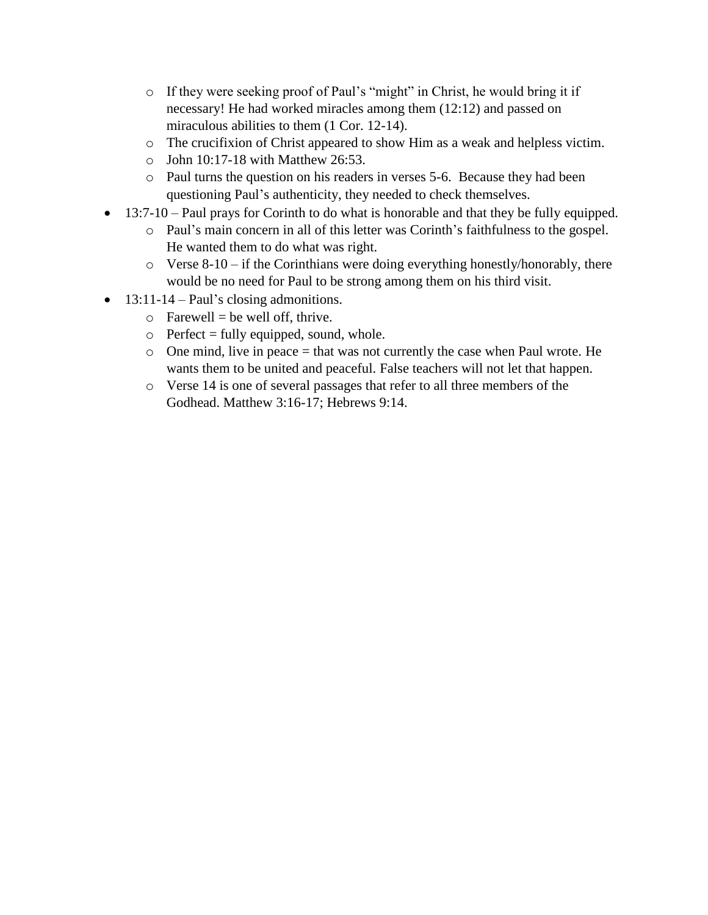- If they were seeking proof of Paul's "might" in Christ, he would bring it if necessary! He had worked miracles among them (12:12) and passed on miraculous abilities to them (1 Cor. 12-14).
  - The crucifixion of Christ appeared to show Him as a weak and helpless victim.
  - John 10:17-18 with Matthew 26:53.
  - Paul turns the question on his readers in verses 5-6. Because they had been questioning Paul's authenticity, they needed to check themselves.
- 13:7-10 – Paul prays for Corinth to do what is honorable and that they be fully equipped.
  - Paul's main concern in all of this letter was Corinth's faithfulness to the gospel. He wanted them to do what was right.
  - Verse 8-10 – if the Corinthians were doing everything honestly/honorably, there would be no need for Paul to be strong among them on his third visit.
- 13:11-14 – Paul's closing admonitions.
  - Farewell = be well off, thrive.
  - Perfect = fully equipped, sound, whole.
  - One mind, live in peace = that was not currently the case when Paul wrote. He wants them to be united and peaceful. False teachers will not let that happen.
  - Verse 14 is one of several passages that refer to all three members of the Godhead. Matthew 3:16-17; Hebrews 9:14.